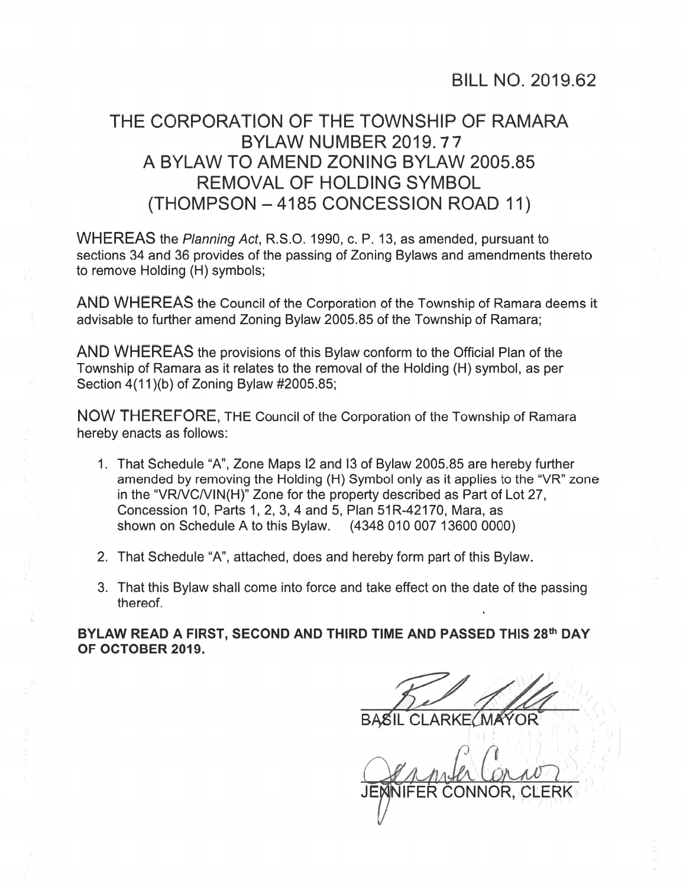BILL NO. 2019.62

# THE CORPORATION OF THE TOWNSHIP OF RAMARA
## BYLAW NUMBER 2019.77
## A BYLAW TO AMEND ZONING BYLAW 2005.85
## REMOVAL OF HOLDING SYMBOL
## (THOMPSON – 4185 CONCESSION ROAD 11)

WHEREAS the *Planning Act*, R.S.O. 1990, c. P. 13, as amended, pursuant to sections 34 and 36 provides of the passing of Zoning Bylaws and amendments thereto to remove Holding (H) symbols;

AND WHEREAS the Council of the Corporation of the Township of Ramara deems it advisable to further amend Zoning Bylaw 2005.85 of the Township of Ramara;

AND WHEREAS the provisions of this Bylaw conform to the Official Plan of the Township of Ramara as it relates to the removal of the Holding (H) symbol, as per Section 4(11)(b) of Zoning Bylaw #2005.85;

NOW THEREFORE, THE Council of the Corporation of the Township of Ramara hereby enacts as follows:

1. That Schedule "A", Zone Maps I2 and I3 of Bylaw 2005.85 are hereby further amended by removing the Holding (H) Symbol only as it applies to the "VR" zone in the "VR/VC/VIN(H)" Zone for the property described as Part of Lot 27, Concession 10, Parts 1, 2, 3, 4 and 5, Plan 51R-42170, Mara, as shown on Schedule A to this Bylaw. (4348 010 007 13600 0000)
2. That Schedule "A", attached, does and hereby form part of this Bylaw.
3. That this Bylaw shall come into force and take effect on the date of the passing thereof.

**BYLAW READ A FIRST, SECOND AND THIRD TIME AND PASSED THIS 28th DAY OF OCTOBER 2019.**

BASIL CLARKE, MAYOR

JENNIFER CONNOR, CLERK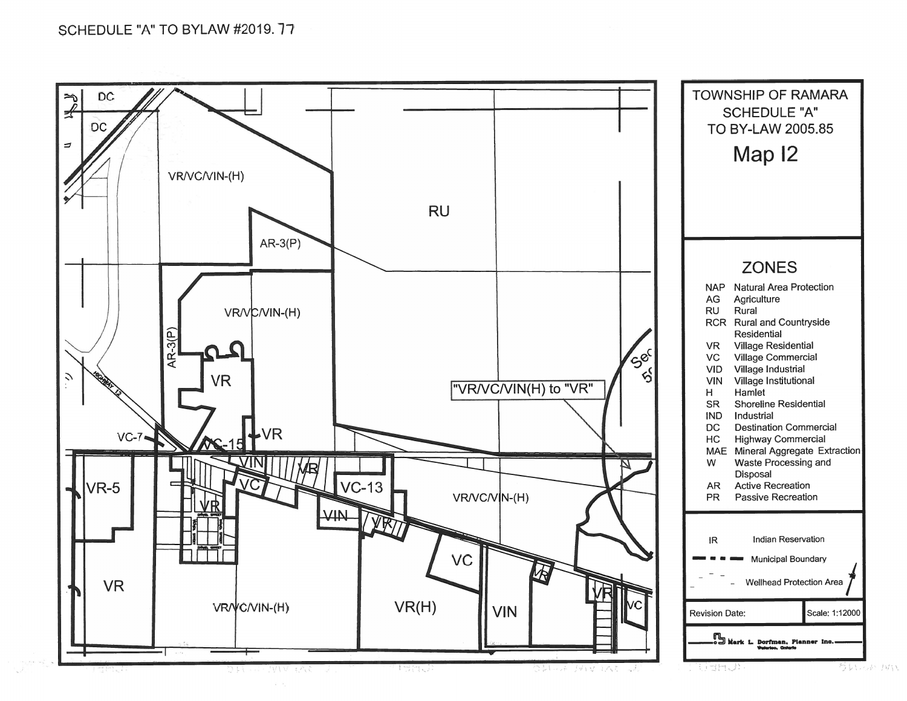SCHEDULE "A" TO BYLAW #2019. 77

TOWNSHIP OF RAMARA
SCHEDULE "A"
TO BY-LAW 2005.85

# Map I2

## ZONES

| Code | Zone |
|---|---|
| NAP | Natural Area Protection |
| AG | Agriculture |
| RU | Rural |
| RCR | Rural and Countryside Residential |
| VR | Village Residential |
| VC | Village Commercial |
| VID | Village Industrial |
| VIN | Village Institutional |
| H | Hamlet |
| SR | Shoreline Residential |
| IND | Industrial |
| DC | Destination Commercial |
| HC | Highway Commercial |
| MAE | Mineral Aggregate Extraction |
| W | Waste Processing and Disposal |
| AR | Active Recreation |
| PR | Passive Recreation |

IR Indian Reservation

Municipal Boundary

Wellhead Protection Area

Revision Date:

Scale: 1:12000

Mark L. Dorfman, Planner Inc.
Waterloo, Ontario

"VR/VC/VIN(H) to "VR"

DC
DC
VR/VC/VIN-(H)
AR-3(P)
RU
VR/VC/VIN-(H)
AR-3(P)
VR
HIGHWAY 12
VC-7
VC-15
VR
VIN
VR
VR-5
VC
VC-13
VR
VIN
VR
VR/VC/VIN-(H)
VC
VR
VR
VR
VC
VR/VC/VIN-(H)
VR(H)
VIN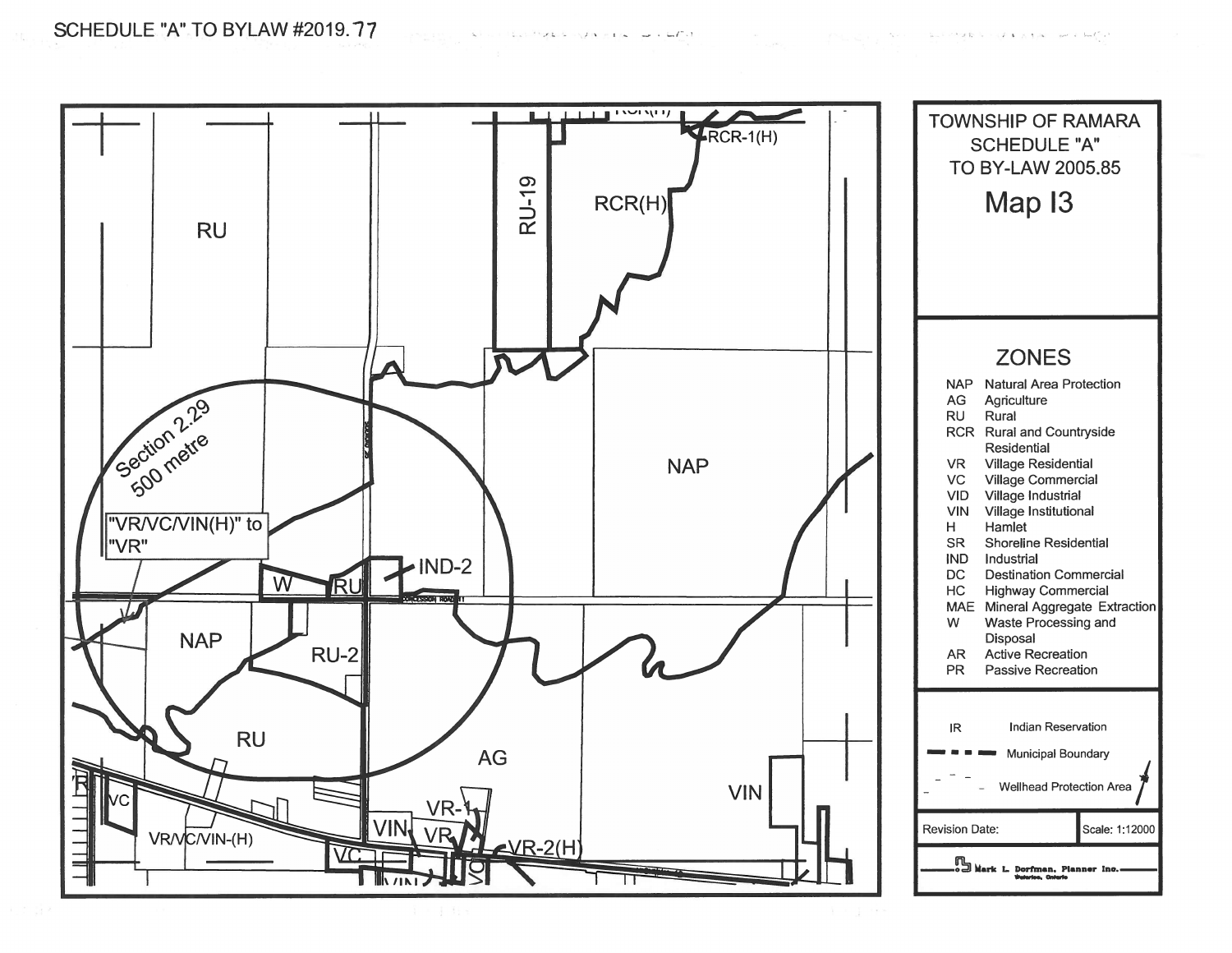SCHEDULE "A" TO BYLAW #2019.77

RU

RU-19

RCR(H)

RCR-1(H)

NAP

Section 2.29
500 metre

"VR/VC/VIN(H)" to
"VR"

W

RU

IND-2

NAP

RU-2

RU

AG

VIN

VC

VR/VC/VIN-(H)

VIN

VR-1

VR

VR-2(H)

VC

TOWNSHIP OF RAMARA
SCHEDULE "A"
TO BY-LAW 2005.85

## Map I3

## ZONES

| | |
|---|---|
| NAP | Natural Area Protection |
| AG | Agriculture |
| RU | Rural |
| RCR | Rural and Countryside Residential |
| VR | Village Residential |
| VC | Village Commercial |
| VID | Village Industrial |
| VIN | Village Institutional |
| H | Hamlet |
| SR | Shoreline Residential |
| IND | Industrial |
| DC | Destination Commercial |
| HC | Highway Commercial |
| MAE | Mineral Aggregate Extraction |
| W | Waste Processing and Disposal |
| AR | Active Recreation |
| PR | Passive Recreation |

IR Indian Reservation

Municipal Boundary

Wellhead Protection Area

Revision Date:

Scale: 1:12000

Mark L. Dorfman, Planner Inc.
Waterloo, Ontario